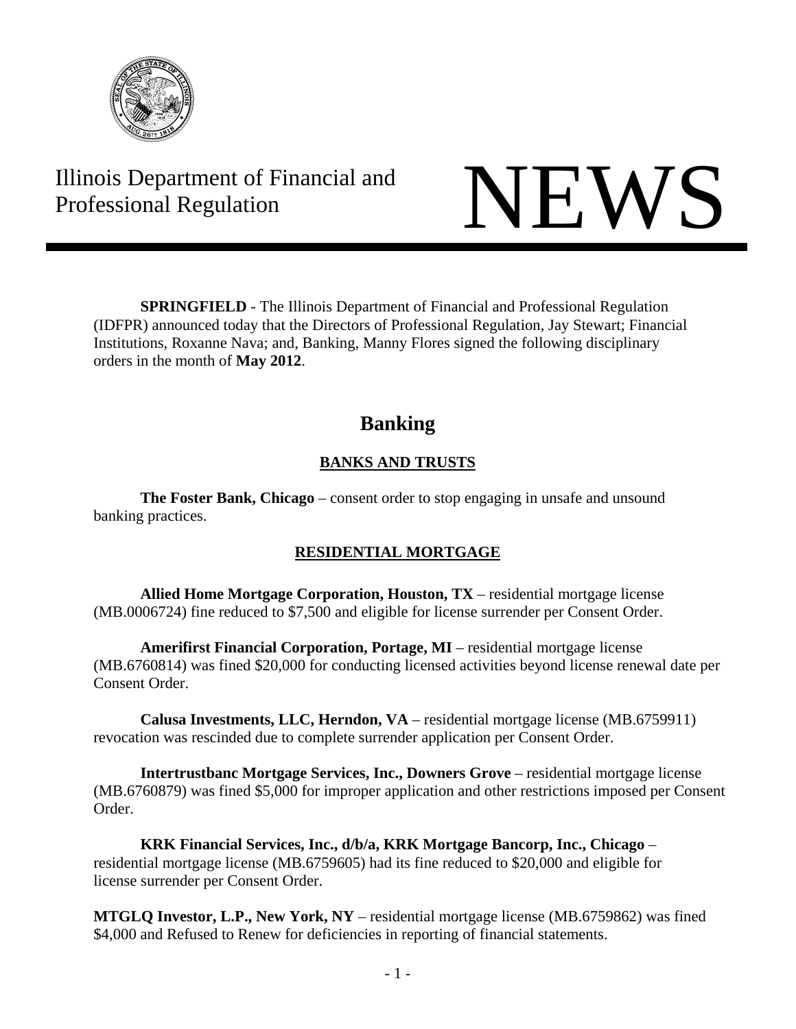Illinois Department of Financial and Professional Regulation

# NEWS

**SPRINGFIELD** - The Illinois Department of Financial and Professional Regulation (IDFPR) announced today that the Directors of Professional Regulation, Jay Stewart; Financial Institutions, Roxanne Nava; and, Banking, Manny Flores signed the following disciplinary orders in the month of **May 2012**.

## Banking

### BANKS AND TRUSTS

**The Foster Bank, Chicago** – consent order to stop engaging in unsafe and unsound banking practices.

### RESIDENTIAL MORTGAGE

**Allied Home Mortgage Corporation, Houston, TX** – residential mortgage license (MB.0006724) fine reduced to $7,500 and eligible for license surrender per Consent Order.

**Amerifirst Financial Corporation, Portage, MI** – residential mortgage license (MB.6760814) was fined $20,000 for conducting licensed activities beyond license renewal date per Consent Order.

**Calusa Investments, LLC, Herndon, VA** – residential mortgage license (MB.6759911) revocation was rescinded due to complete surrender application per Consent Order.

**Intertrustbanc Mortgage Services, Inc., Downers Grove** – residential mortgage license (MB.6760879) was fined $5,000 for improper application and other restrictions imposed per Consent Order.

**KRK Financial Services, Inc., d/b/a, KRK Mortgage Bancorp, Inc., Chicago** – residential mortgage license (MB.6759605) had its fine reduced to $20,000 and eligible for license surrender per Consent Order.

**MTGLQ Investor, L.P., New York, NY** – residential mortgage license (MB.6759862) was fined $4,000 and Refused to Renew for deficiencies in reporting of financial statements.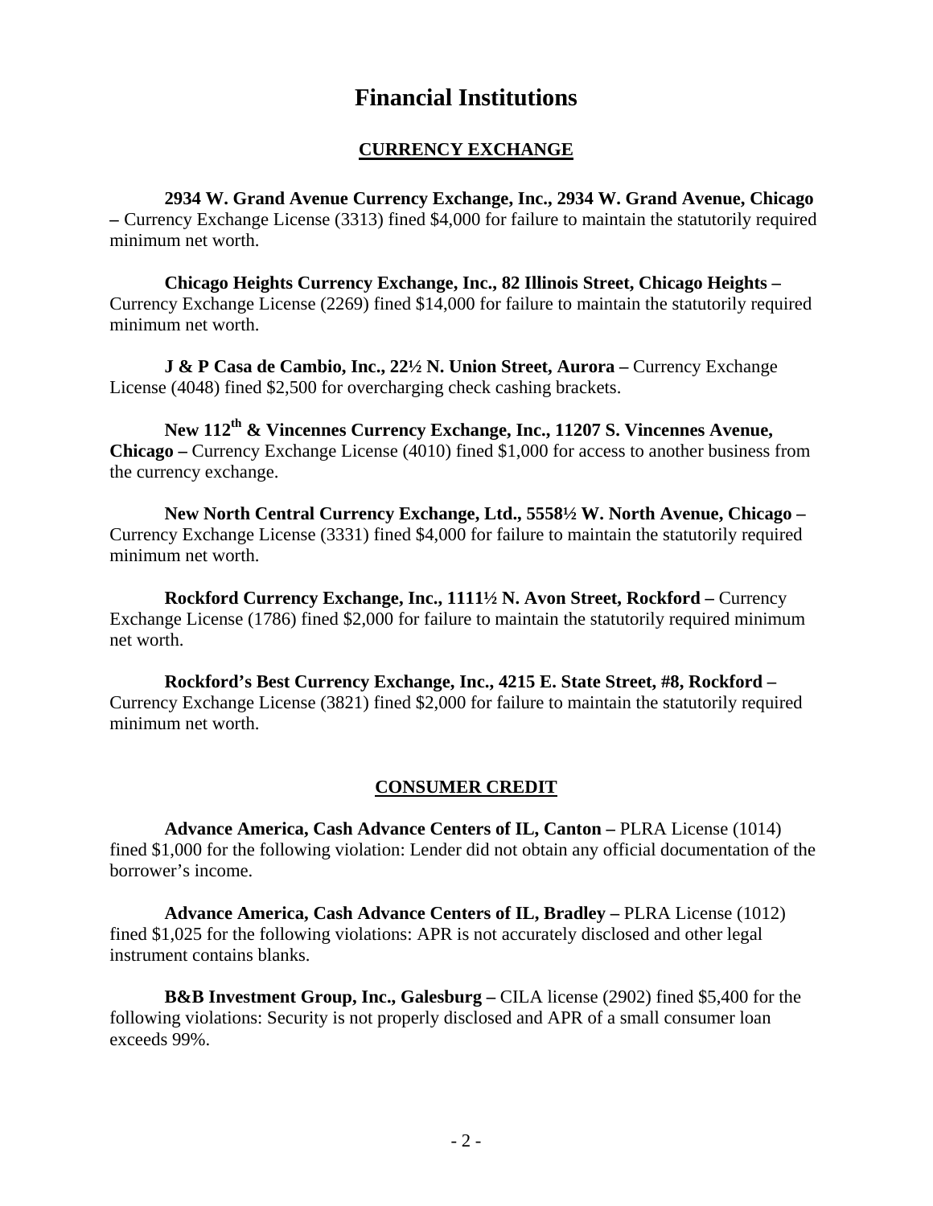# Financial Institutions

## CURRENCY EXCHANGE

**2934 W. Grand Avenue Currency Exchange, Inc., 2934 W. Grand Avenue, Chicago –** Currency Exchange License (3313) fined $4,000 for failure to maintain the statutorily required minimum net worth.

**Chicago Heights Currency Exchange, Inc., 82 Illinois Street, Chicago Heights –** Currency Exchange License (2269) fined $14,000 for failure to maintain the statutorily required minimum net worth.

**J & P Casa de Cambio, Inc., 22½ N. Union Street, Aurora –** Currency Exchange License (4048) fined $2,500 for overcharging check cashing brackets.

**New 112th & Vincennes Currency Exchange, Inc., 11207 S. Vincennes Avenue, Chicago –** Currency Exchange License (4010) fined $1,000 for access to another business from the currency exchange.

**New North Central Currency Exchange, Ltd., 5558½ W. North Avenue, Chicago –** Currency Exchange License (3331) fined $4,000 for failure to maintain the statutorily required minimum net worth.

**Rockford Currency Exchange, Inc., 1111½ N. Avon Street, Rockford –** Currency Exchange License (1786) fined $2,000 for failure to maintain the statutorily required minimum net worth.

**Rockford's Best Currency Exchange, Inc., 4215 E. State Street, #8, Rockford –** Currency Exchange License (3821) fined $2,000 for failure to maintain the statutorily required minimum net worth.

## CONSUMER CREDIT

**Advance America, Cash Advance Centers of IL, Canton –** PLRA License (1014) fined $1,000 for the following violation: Lender did not obtain any official documentation of the borrower's income.

**Advance America, Cash Advance Centers of IL, Bradley –** PLRA License (1012) fined $1,025 for the following violations: APR is not accurately disclosed and other legal instrument contains blanks.

**B&B Investment Group, Inc., Galesburg –** CILA license (2902) fined $5,400 for the following violations: Security is not properly disclosed and APR of a small consumer loan exceeds 99%.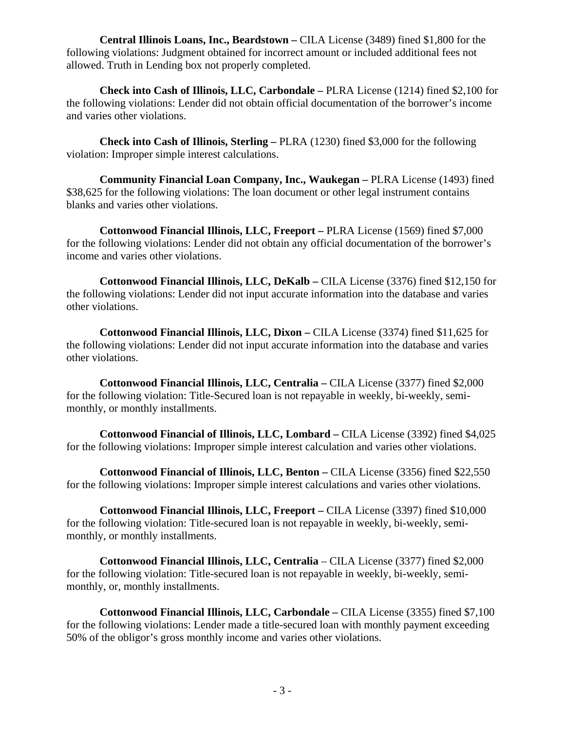**Central Illinois Loans, Inc., Beardstown –** CILA License (3489) fined $1,800 for the following violations: Judgment obtained for incorrect amount or included additional fees not allowed. Truth in Lending box not properly completed.

**Check into Cash of Illinois, LLC, Carbondale –** PLRA License (1214) fined $2,100 for the following violations: Lender did not obtain official documentation of the borrower's income and varies other violations.

**Check into Cash of Illinois, Sterling –** PLRA (1230) fined $3,000 for the following violation: Improper simple interest calculations.

**Community Financial Loan Company, Inc., Waukegan –** PLRA License (1493) fined $38,625 for the following violations: The loan document or other legal instrument contains blanks and varies other violations.

**Cottonwood Financial Illinois, LLC, Freeport –** PLRA License (1569) fined $7,000 for the following violations: Lender did not obtain any official documentation of the borrower's income and varies other violations.

**Cottonwood Financial Illinois, LLC, DeKalb –** CILA License (3376) fined $12,150 for the following violations: Lender did not input accurate information into the database and varies other violations.

**Cottonwood Financial Illinois, LLC, Dixon –** CILA License (3374) fined $11,625 for the following violations: Lender did not input accurate information into the database and varies other violations.

**Cottonwood Financial Illinois, LLC, Centralia –** CILA License (3377) fined $2,000 for the following violation: Title-Secured loan is not repayable in weekly, bi-weekly, semi-monthly, or monthly installments.

**Cottonwood Financial of Illinois, LLC, Lombard –** CILA License (3392) fined $4,025 for the following violations: Improper simple interest calculation and varies other violations.

**Cottonwood Financial of Illinois, LLC, Benton –** CILA License (3356) fined $22,550 for the following violations: Improper simple interest calculations and varies other violations.

**Cottonwood Financial Illinois, LLC, Freeport –** CILA License (3397) fined $10,000 for the following violation: Title-secured loan is not repayable in weekly, bi-weekly, semi-monthly, or monthly installments.

**Cottonwood Financial Illinois, LLC, Centralia** – CILA License (3377) fined $2,000 for the following violation: Title-secured loan is not repayable in weekly, bi-weekly, semi-monthly, or, monthly installments.

**Cottonwood Financial Illinois, LLC, Carbondale –** CILA License (3355) fined $7,100 for the following violations: Lender made a title-secured loan with monthly payment exceeding 50% of the obligor's gross monthly income and varies other violations.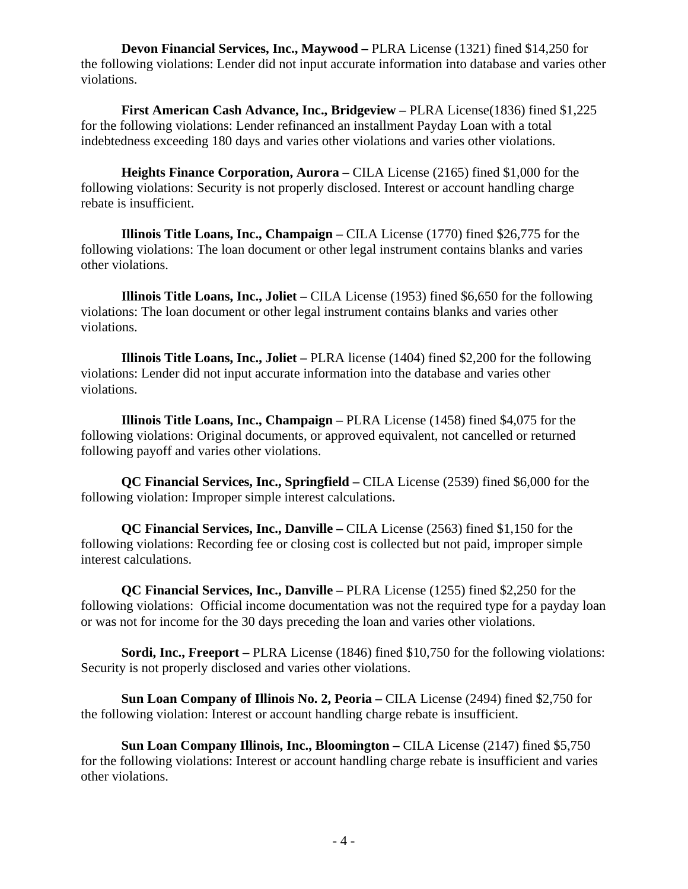**Devon Financial Services, Inc., Maywood –** PLRA License (1321) fined $14,250 for the following violations: Lender did not input accurate information into database and varies other violations.

**First American Cash Advance, Inc., Bridgeview –** PLRA License(1836) fined $1,225 for the following violations: Lender refinanced an installment Payday Loan with a total indebtedness exceeding 180 days and varies other violations and varies other violations.

**Heights Finance Corporation, Aurora –** CILA License (2165) fined $1,000 for the following violations: Security is not properly disclosed. Interest or account handling charge rebate is insufficient.

**Illinois Title Loans, Inc., Champaign –** CILA License (1770) fined $26,775 for the following violations: The loan document or other legal instrument contains blanks and varies other violations.

**Illinois Title Loans, Inc., Joliet –** CILA License (1953) fined $6,650 for the following violations: The loan document or other legal instrument contains blanks and varies other violations.

**Illinois Title Loans, Inc., Joliet –** PLRA license (1404) fined $2,200 for the following violations: Lender did not input accurate information into the database and varies other violations.

**Illinois Title Loans, Inc., Champaign –** PLRA License (1458) fined $4,075 for the following violations: Original documents, or approved equivalent, not cancelled or returned following payoff and varies other violations.

**QC Financial Services, Inc., Springfield –** CILA License (2539) fined $6,000 for the following violation: Improper simple interest calculations.

**QC Financial Services, Inc., Danville –** CILA License (2563) fined $1,150 for the following violations: Recording fee or closing cost is collected but not paid, improper simple interest calculations.

**QC Financial Services, Inc., Danville –** PLRA License (1255) fined $2,250 for the following violations: Official income documentation was not the required type for a payday loan or was not for income for the 30 days preceding the loan and varies other violations.

**Sordi, Inc., Freeport –** PLRA License (1846) fined $10,750 for the following violations: Security is not properly disclosed and varies other violations.

**Sun Loan Company of Illinois No. 2, Peoria –** CILA License (2494) fined $2,750 for the following violation: Interest or account handling charge rebate is insufficient.

**Sun Loan Company Illinois, Inc., Bloomington –** CILA License (2147) fined $5,750 for the following violations: Interest or account handling charge rebate is insufficient and varies other violations.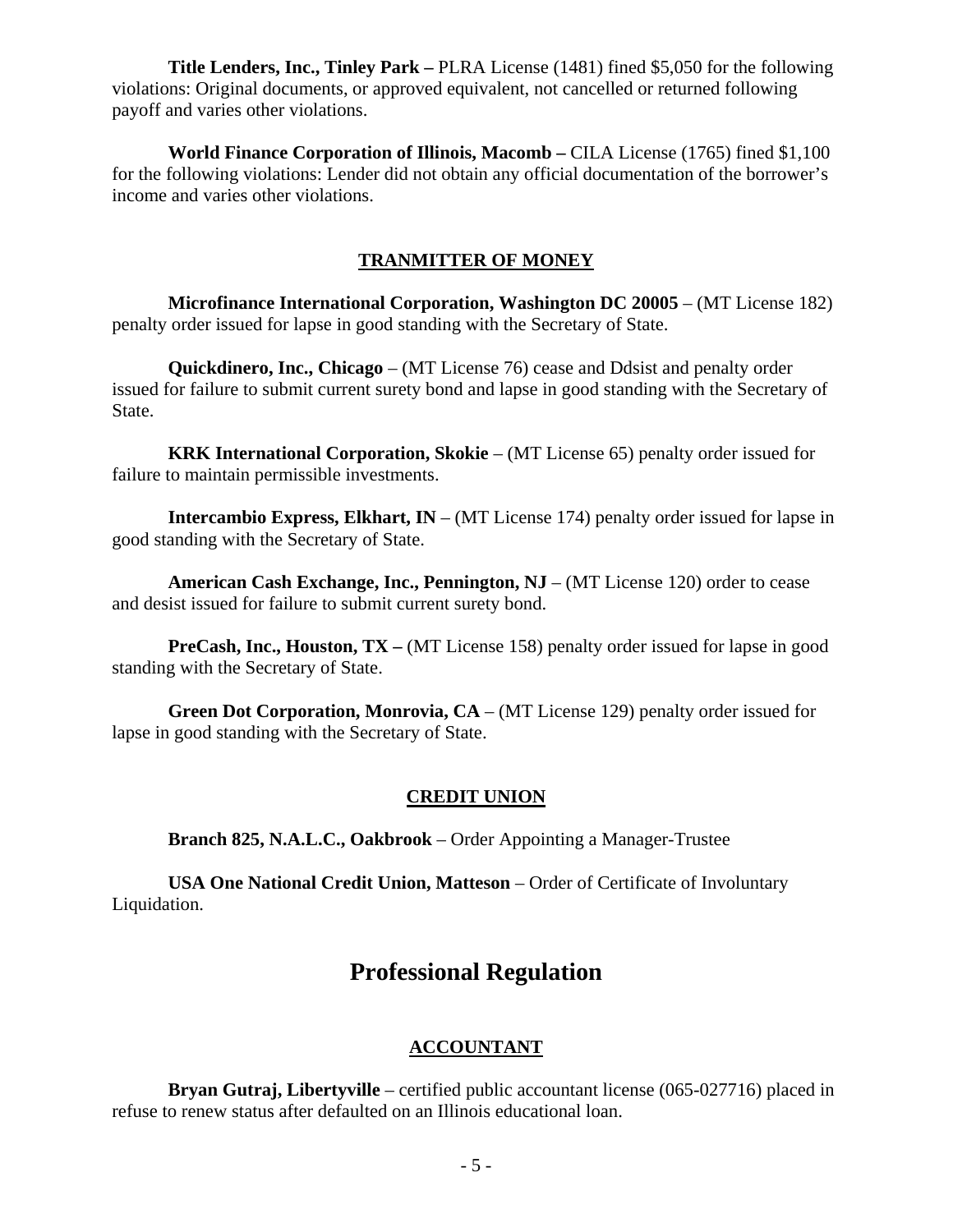**Title Lenders, Inc., Tinley Park –** PLRA License (1481) fined $5,050 for the following violations: Original documents, or approved equivalent, not cancelled or returned following payoff and varies other violations.

**World Finance Corporation of Illinois, Macomb –** CILA License (1765) fined $1,100 for the following violations: Lender did not obtain any official documentation of the borrower's income and varies other violations.

### TRANMITTER OF MONEY

**Microfinance International Corporation, Washington DC 20005** – (MT License 182) penalty order issued for lapse in good standing with the Secretary of State.

**Quickdinero, Inc., Chicago** – (MT License 76) cease and Ddsist and penalty order issued for failure to submit current surety bond and lapse in good standing with the Secretary of State.

**KRK International Corporation, Skokie** – (MT License 65) penalty order issued for failure to maintain permissible investments.

**Intercambio Express, Elkhart, IN** – (MT License 174) penalty order issued for lapse in good standing with the Secretary of State.

**American Cash Exchange, Inc., Pennington, NJ** – (MT License 120) order to cease and desist issued for failure to submit current surety bond.

**PreCash, Inc., Houston, TX –** (MT License 158) penalty order issued for lapse in good standing with the Secretary of State.

**Green Dot Corporation, Monrovia, CA** – (MT License 129) penalty order issued for lapse in good standing with the Secretary of State.

### CREDIT UNION

**Branch 825, N.A.L.C., Oakbrook** – Order Appointing a Manager-Trustee

**USA One National Credit Union, Matteson** – Order of Certificate of Involuntary Liquidation.

## Professional Regulation

### ACCOUNTANT

**Bryan Gutraj, Libertyville** – certified public accountant license (065-027716) placed in refuse to renew status after defaulted on an Illinois educational loan.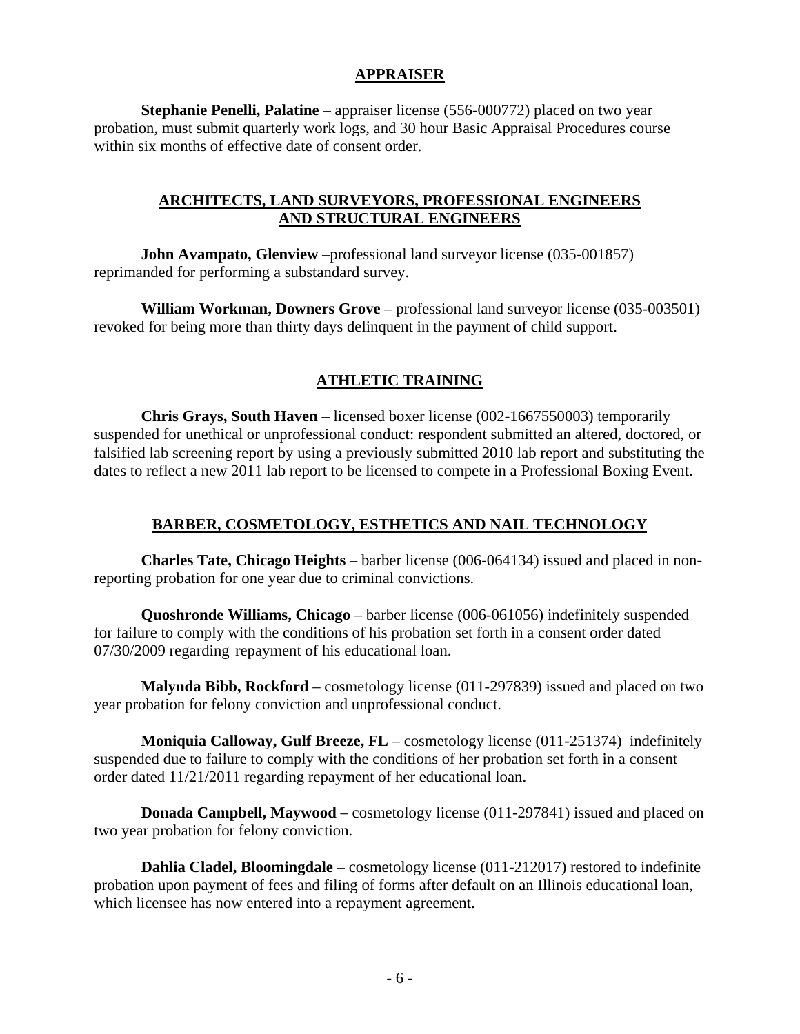## APPRAISER

**Stephanie Penelli, Palatine** – appraiser license (556-000772) placed on two year probation, must submit quarterly work logs, and 30 hour Basic Appraisal Procedures course within six months of effective date of consent order.

## ARCHITECTS, LAND SURVEYORS, PROFESSIONAL ENGINEERS AND STRUCTURAL ENGINEERS

**John Avampato, Glenview** –professional land surveyor license (035-001857) reprimanded for performing a substandard survey.

**William Workman, Downers Grove** – professional land surveyor license (035-003501) revoked for being more than thirty days delinquent in the payment of child support.

## ATHLETIC TRAINING

**Chris Grays, South Haven** – licensed boxer license (002-1667550003) temporarily suspended for unethical or unprofessional conduct: respondent submitted an altered, doctored, or falsified lab screening report by using a previously submitted 2010 lab report and substituting the dates to reflect a new 2011 lab report to be licensed to compete in a Professional Boxing Event.

## BARBER, COSMETOLOGY, ESTHETICS AND NAIL TECHNOLOGY

**Charles Tate, Chicago Heights** – barber license (006-064134) issued and placed in non-reporting probation for one year due to criminal convictions.

**Quoshronde Williams, Chicago** – barber license (006-061056) indefinitely suspended for failure to comply with the conditions of his probation set forth in a consent order dated 07/30/2009 regarding repayment of his educational loan.

**Malynda Bibb, Rockford** – cosmetology license (011-297839) issued and placed on two year probation for felony conviction and unprofessional conduct.

**Moniquia Calloway, Gulf Breeze, FL** – cosmetology license (011-251374) indefinitely suspended due to failure to comply with the conditions of her probation set forth in a consent order dated 11/21/2011 regarding repayment of her educational loan.

**Donada Campbell, Maywood** – cosmetology license (011-297841) issued and placed on two year probation for felony conviction.

**Dahlia Cladel, Bloomingdale** – cosmetology license (011-212017) restored to indefinite probation upon payment of fees and filing of forms after default on an Illinois educational loan, which licensee has now entered into a repayment agreement.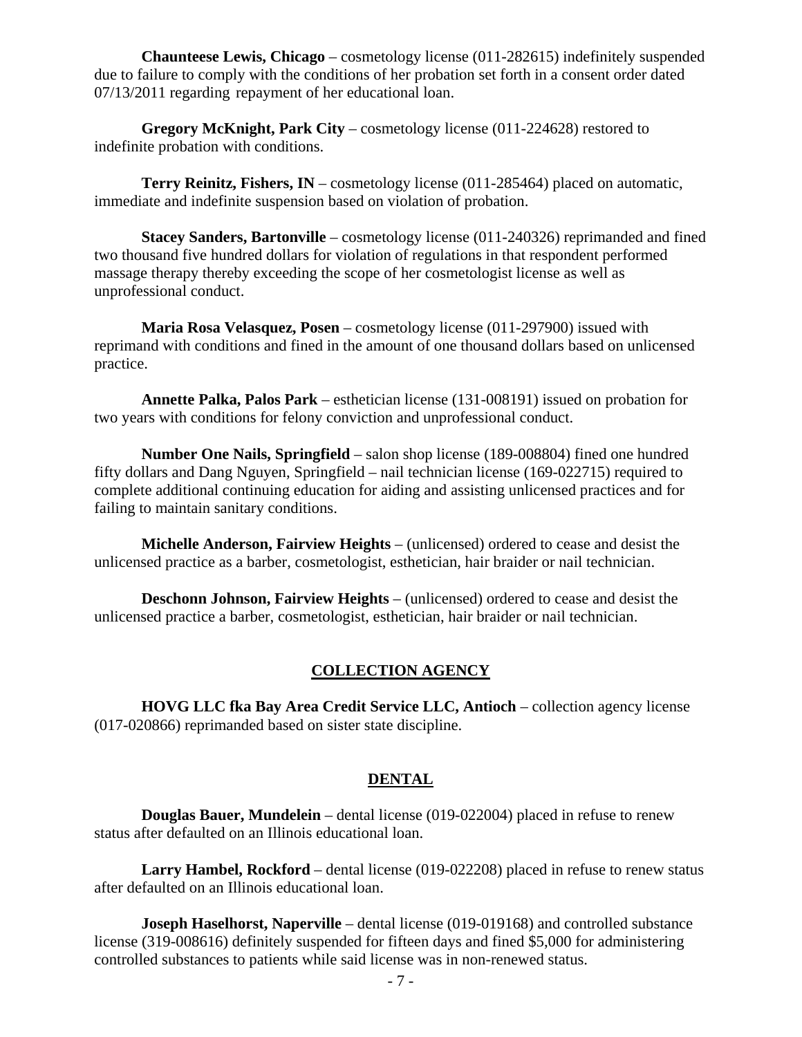**Chaunteese Lewis, Chicago** – cosmetology license (011-282615) indefinitely suspended due to failure to comply with the conditions of her probation set forth in a consent order dated 07/13/2011 regarding repayment of her educational loan.

**Gregory McKnight, Park City** – cosmetology license (011-224628) restored to indefinite probation with conditions.

**Terry Reinitz, Fishers, IN** – cosmetology license (011-285464) placed on automatic, immediate and indefinite suspension based on violation of probation.

**Stacey Sanders, Bartonville** – cosmetology license (011-240326) reprimanded and fined two thousand five hundred dollars for violation of regulations in that respondent performed massage therapy thereby exceeding the scope of her cosmetologist license as well as unprofessional conduct.

**Maria Rosa Velasquez, Posen** – cosmetology license (011-297900) issued with reprimand with conditions and fined in the amount of one thousand dollars based on unlicensed practice.

**Annette Palka, Palos Park** – esthetician license (131-008191) issued on probation for two years with conditions for felony conviction and unprofessional conduct.

**Number One Nails, Springfield** – salon shop license (189-008804) fined one hundred fifty dollars and Dang Nguyen, Springfield – nail technician license (169-022715) required to complete additional continuing education for aiding and assisting unlicensed practices and for failing to maintain sanitary conditions.

**Michelle Anderson, Fairview Heights** – (unlicensed) ordered to cease and desist the unlicensed practice as a barber, cosmetologist, esthetician, hair braider or nail technician.

**Deschonn Johnson, Fairview Heights** – (unlicensed) ordered to cease and desist the unlicensed practice a barber, cosmetologist, esthetician, hair braider or nail technician.

## COLLECTION AGENCY

**HOVG LLC fka Bay Area Credit Service LLC, Antioch** – collection agency license (017-020866) reprimanded based on sister state discipline.

## DENTAL

**Douglas Bauer, Mundelein** – dental license (019-022004) placed in refuse to renew status after defaulted on an Illinois educational loan.

**Larry Hambel, Rockford** – dental license (019-022208) placed in refuse to renew status after defaulted on an Illinois educational loan.

**Joseph Haselhorst, Naperville** – dental license (019-019168) and controlled substance license (319-008616) definitely suspended for fifteen days and fined $5,000 for administering controlled substances to patients while said license was in non-renewed status.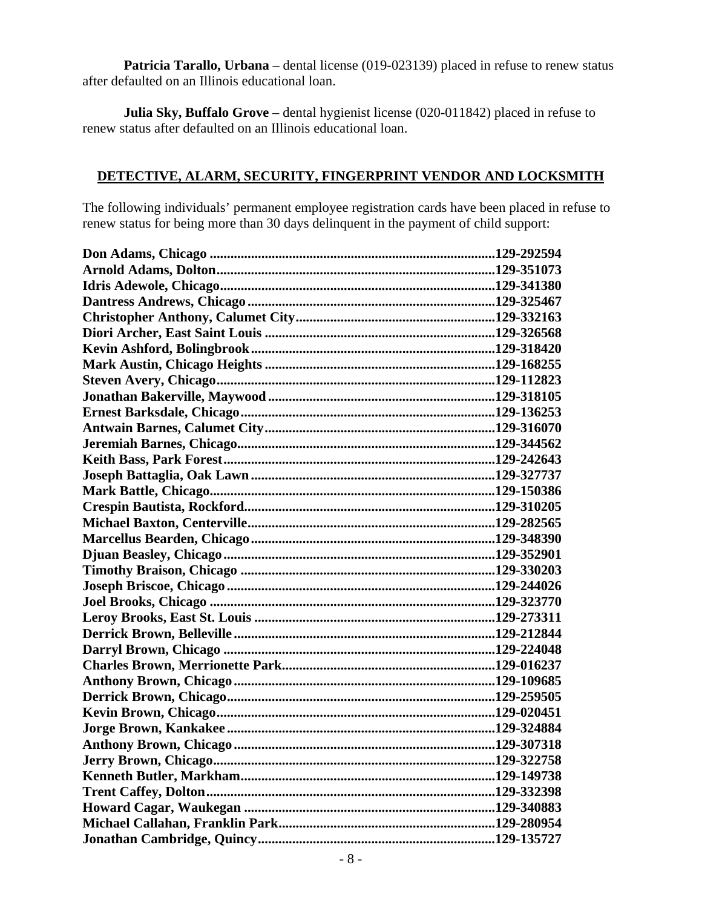**Patricia Tarallo, Urbana** – dental license (019-023139) placed in refuse to renew status after defaulted on an Illinois educational loan.

**Julia Sky, Buffalo Grove** – dental hygienist license (020-011842) placed in refuse to renew status after defaulted on an Illinois educational loan.

## DETECTIVE, ALARM, SECURITY, FINGERPRINT VENDOR AND LOCKSMITH

The following individuals' permanent employee registration cards have been placed in refuse to renew status for being more than 30 days delinquent in the payment of child support:

**Don Adams, Chicago ....................................................................................129-292594**
**Arnold Adams, Dolton..................................................................................129-351073**
**Idris Adewole, Chicago................................................................................129-341380**
**Dantress Andrews, Chicago ........................................................................129-325467**
**Christopher Anthony, Calumet City..........................................................129-332163**
**Diori Archer, East Saint Louis ...................................................................129-326568**
**Kevin Ashford, Bolingbrook.......................................................................129-318420**
**Mark Austin, Chicago Heights ..................................................................129-168255**
**Steven Avery, Chicago.................................................................................129-112823**
**Jonathan Bakerville, Maywood ..................................................................129-318105**
**Ernest Barksdale, Chicago..........................................................................129-136253**
**Antwain Barnes, Calumet City...................................................................129-316070**
**Jeremiah Barnes, Chicago...........................................................................129-344562**
**Keith Bass, Park Forest...............................................................................129-242643**
**Joseph Battaglia, Oak Lawn .......................................................................129-327737**
**Mark Battle, Chicago...................................................................................129-150386**
**Crespin Bautista, Rockford.........................................................................129-310205**
**Michael Baxton, Centerville........................................................................129-282565**
**Marcellus Bearden, Chicago.......................................................................129-348390**
**Djuan Beasley, Chicago...............................................................................129-352901**
**Timothy Braison, Chicago ..........................................................................129-330203**
**Joseph Briscoe, Chicago..............................................................................129-244026**
**Joel Brooks, Chicago ..................................................................................129-323770**
**Leroy Brooks, East St. Louis ......................................................................129-273311**
**Derrick Brown, Belleville ............................................................................129-212844**
**Darryl Brown, Chicago ...............................................................................129-224048**
**Charles Brown, Merrionette Park..............................................................129-016237**
**Anthony Brown, Chicago............................................................................129-109685**
**Derrick Brown, Chicago..............................................................................129-259505**
**Kevin Brown, Chicago.................................................................................129-020451**
**Jorge Brown, Kankakee..............................................................................129-324884**
**Anthony Brown, Chicago............................................................................129-307318**
**Jerry Brown, Chicago..................................................................................129-322758**
**Kenneth Butler, Markham..........................................................................129-149738**
**Trent Caffey, Dolton....................................................................................129-332398**
**Howard Cagar, Waukegan .........................................................................129-340883**
**Michael Callahan, Franklin Park...............................................................129-280954**
**Jonathan Cambridge, Quincy....................................................................129-135727**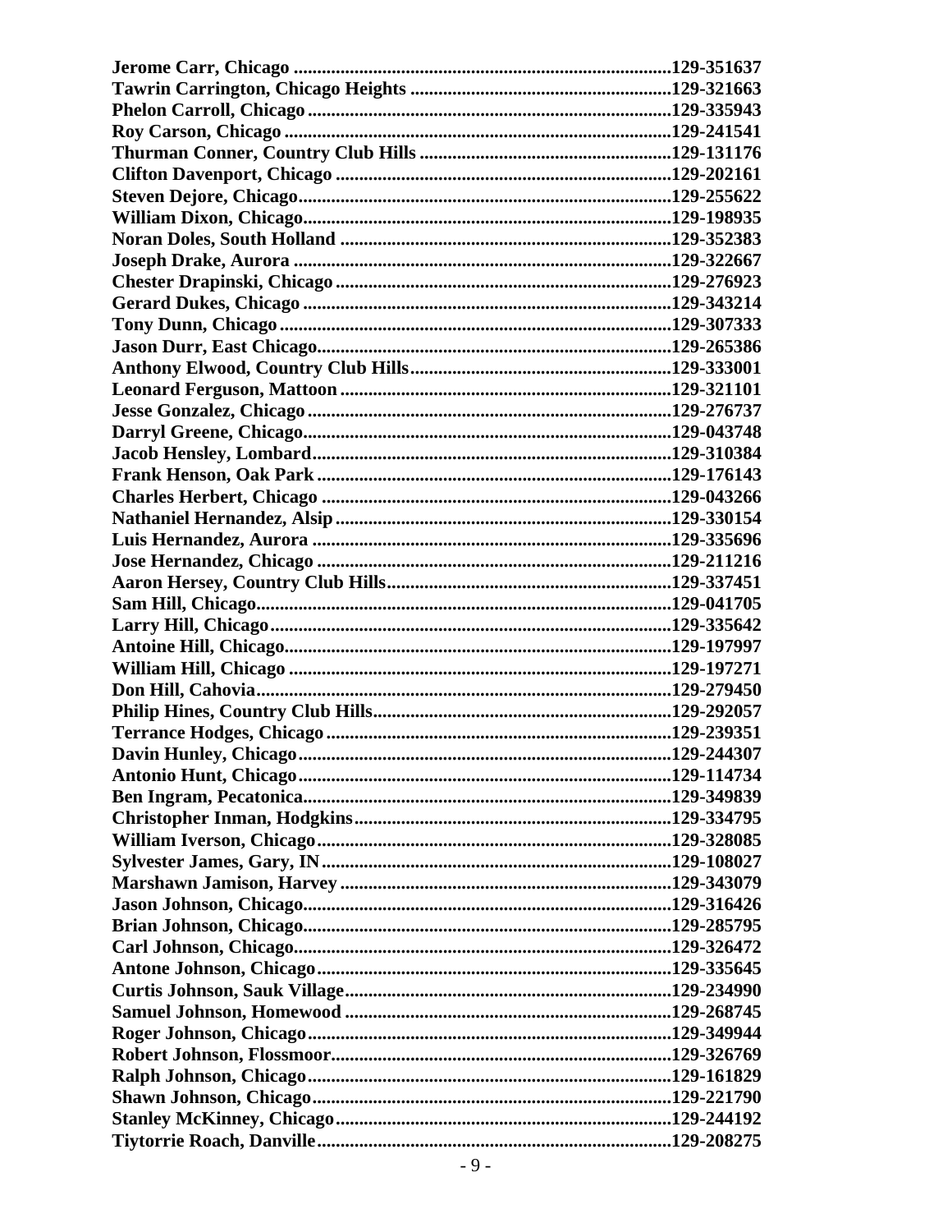**Jerome Carr, Chicago ..........................................................................129-351637**
**Tawrin Carrington, Chicago Heights ........................................................129-321663**
**Phelon Carroll, Chicago ........................................................................129-335943**
**Roy Carson, Chicago ..........................................................................129-241541**
**Thurman Conner, Country Club Hills ......................................................129-131176**
**Clifton Davenport, Chicago ..................................................................129-202161**
**Steven Dejore, Chicago.........................................................................129-255622**
**William Dixon, Chicago.........................................................................129-198935**
**Noran Doles, South Holland ..................................................................129-352383**
**Joseph Drake, Aurora ..........................................................................129-322667**
**Chester Drapinski, Chicago ..................................................................129-276923**
**Gerard Dukes, Chicago ........................................................................129-343214**
**Tony Dunn, Chicago ............................................................................129-307333**
**Jason Durr, East Chicago......................................................................129-265386**
**Anthony Elwood, Country Club Hills.......................................................129-333001**
**Leonard Ferguson, Mattoon ..................................................................129-321101**
**Jesse Gonzalez, Chicago ......................................................................129-276737**
**Darryl Greene, Chicago........................................................................129-043748**
**Jacob Hensley, Lombard.......................................................................129-310384**
**Frank Henson, Oak Park ......................................................................129-176143**
**Charles Herbert, Chicago .....................................................................129-043266**
**Nathaniel Hernandez, Alsip ..................................................................129-330154**
**Luis Hernandez, Aurora .......................................................................129-335696**
**Jose Hernandez, Chicago .....................................................................129-211216**
**Aaron Hersey, Country Club Hills..........................................................129-337451**
**Sam Hill, Chicago.................................................................................129-041705**
**Larry Hill, Chicago ...............................................................................129-335642**
**Antoine Hill, Chicago............................................................................129-197997**
**William Hill, Chicago ...........................................................................129-197271**
**Don Hill, Cahovia.................................................................................129-279450**
**Philip Hines, Country Club Hills............................................................129-292057**
**Terrance Hodges, Chicago ...................................................................129-239351**
**Davin Hunley, Chicago.........................................................................129-244307**
**Antonio Hunt, Chicago.........................................................................129-114734**
**Ben Ingram, Pecatonica........................................................................129-349839**
**Christopher Inman, Hodgkins................................................................129-334795**
**William Iverson, Chicago......................................................................129-328085**
**Sylvester James, Gary, IN.....................................................................129-108027**
**Marshawn Jamison, Harvey ..................................................................129-343079**
**Jason Johnson, Chicago........................................................................129-316426**
**Brian Johnson, Chicago........................................................................129-285795**
**Carl Johnson, Chicago..........................................................................129-326472**
**Antone Johnson, Chicago......................................................................129-335645**
**Curtis Johnson, Sauk Village.................................................................129-234990**
**Samuel Johnson, Homewood ................................................................129-268745**
**Roger Johnson, Chicago.......................................................................129-349944**
**Robert Johnson, Flossmoor....................................................................129-326769**
**Ralph Johnson, Chicago.......................................................................129-161829**
**Shawn Johnson, Chicago......................................................................129-221790**
**Stanley McKinney, Chicago..................................................................129-244192**
**Tiytorrie Roach, Danville.....................................................................129-208275**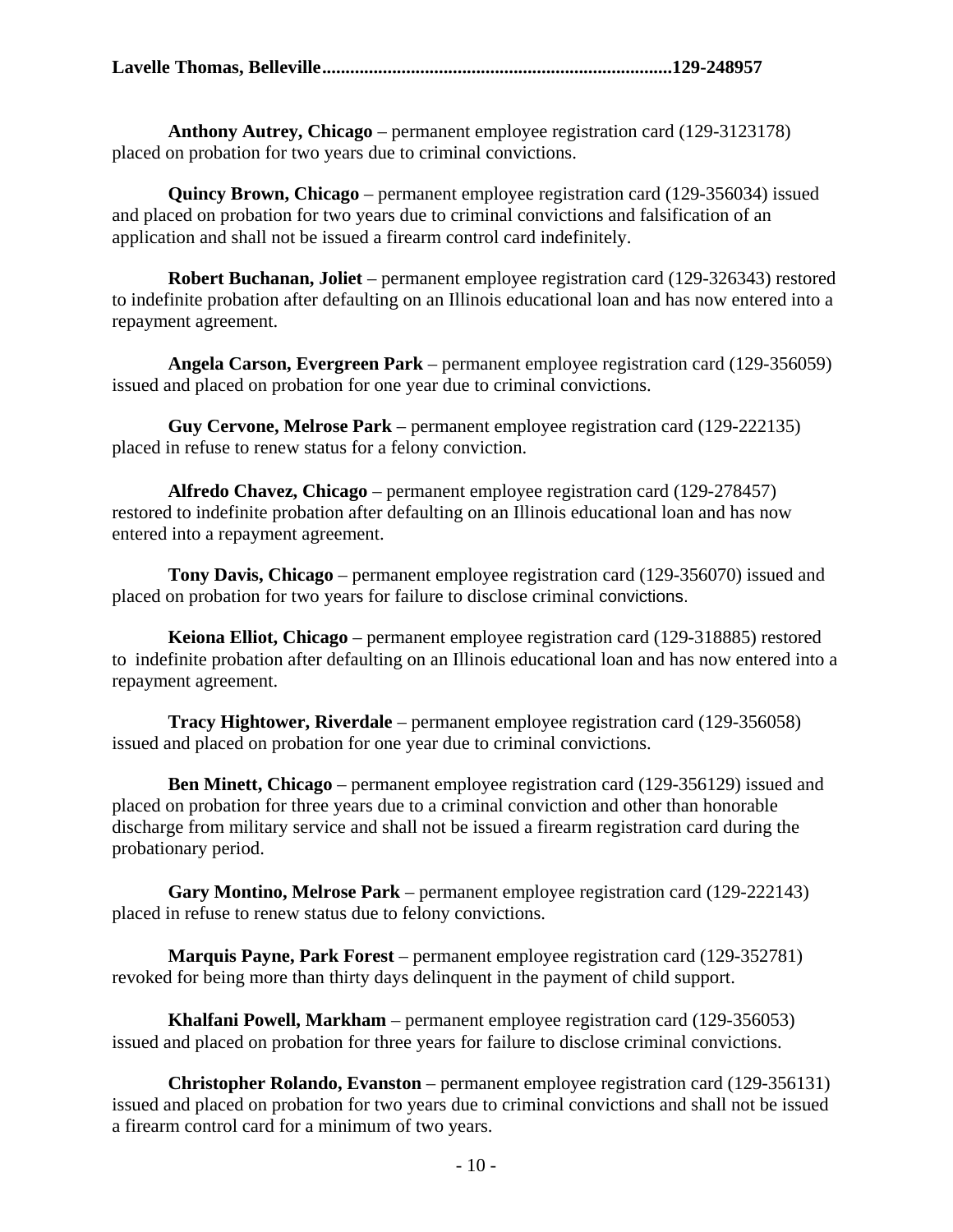**Lavelle Thomas, Belleville..........................................................................129-248957**

**Anthony Autrey, Chicago** – permanent employee registration card (129-3123178) placed on probation for two years due to criminal convictions.

**Quincy Brown, Chicago** – permanent employee registration card (129-356034) issued and placed on probation for two years due to criminal convictions and falsification of an application and shall not be issued a firearm control card indefinitely.

**Robert Buchanan, Joliet** – permanent employee registration card (129-326343) restored to indefinite probation after defaulting on an Illinois educational loan and has now entered into a repayment agreement.

**Angela Carson, Evergreen Park** – permanent employee registration card (129-356059) issued and placed on probation for one year due to criminal convictions.

**Guy Cervone, Melrose Park** – permanent employee registration card (129-222135) placed in refuse to renew status for a felony conviction.

**Alfredo Chavez, Chicago** – permanent employee registration card (129-278457) restored to indefinite probation after defaulting on an Illinois educational loan and has now entered into a repayment agreement.

**Tony Davis, Chicago** – permanent employee registration card (129-356070) issued and placed on probation for two years for failure to disclose criminal convictions.

**Keiona Elliot, Chicago** – permanent employee registration card (129-318885) restored to indefinite probation after defaulting on an Illinois educational loan and has now entered into a repayment agreement.

**Tracy Hightower, Riverdale** – permanent employee registration card (129-356058) issued and placed on probation for one year due to criminal convictions.

**Ben Minett, Chicago** – permanent employee registration card (129-356129) issued and placed on probation for three years due to a criminal conviction and other than honorable discharge from military service and shall not be issued a firearm registration card during the probationary period.

**Gary Montino, Melrose Park** – permanent employee registration card (129-222143) placed in refuse to renew status due to felony convictions.

**Marquis Payne, Park Forest** – permanent employee registration card (129-352781) revoked for being more than thirty days delinquent in the payment of child support.

**Khalfani Powell, Markham** – permanent employee registration card (129-356053) issued and placed on probation for three years for failure to disclose criminal convictions.

**Christopher Rolando, Evanston** – permanent employee registration card (129-356131) issued and placed on probation for two years due to criminal convictions and shall not be issued a firearm control card for a minimum of two years.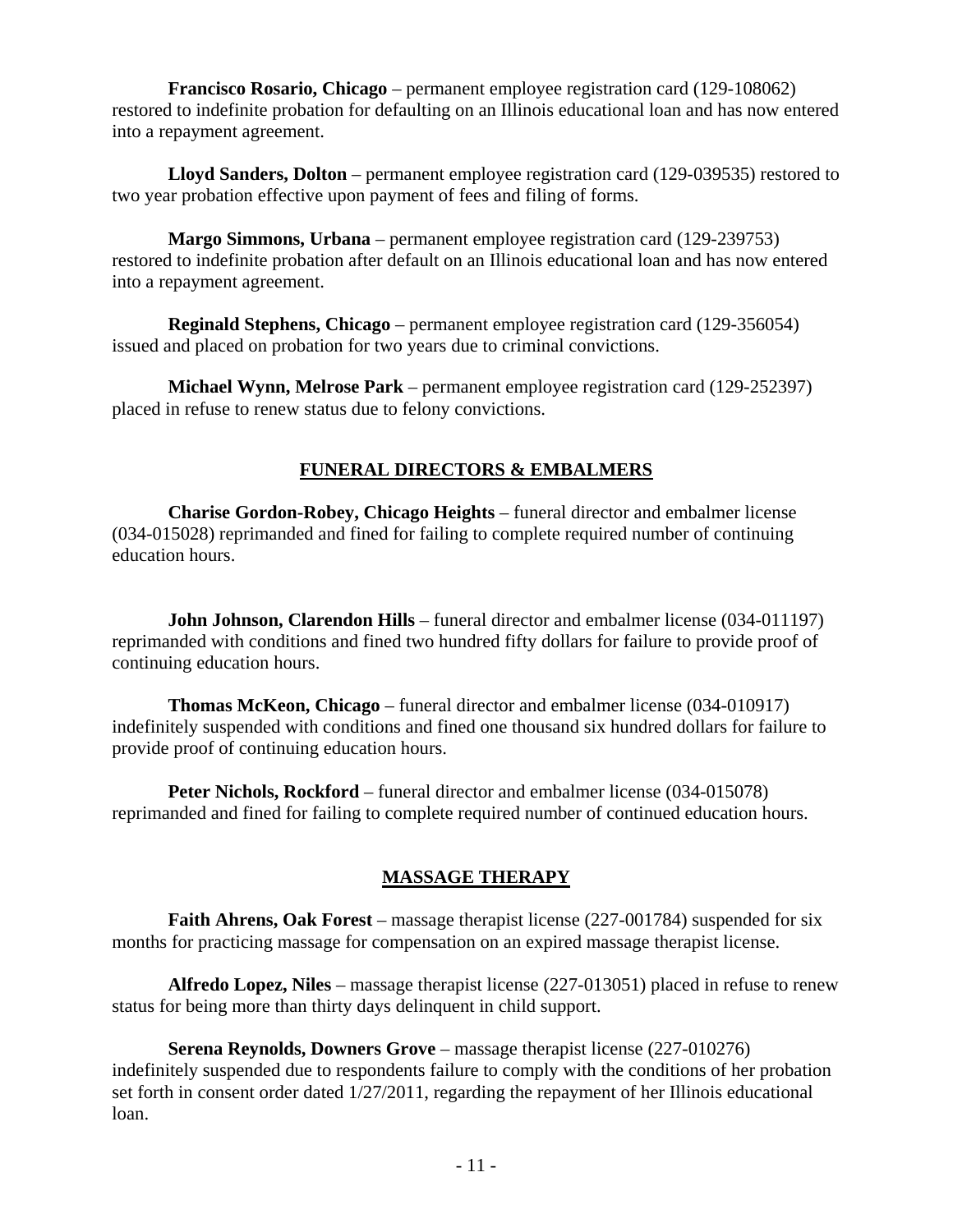**Francisco Rosario, Chicago** – permanent employee registration card (129-108062) restored to indefinite probation for defaulting on an Illinois educational loan and has now entered into a repayment agreement.

**Lloyd Sanders, Dolton** – permanent employee registration card (129-039535) restored to two year probation effective upon payment of fees and filing of forms.

**Margo Simmons, Urbana** – permanent employee registration card (129-239753) restored to indefinite probation after default on an Illinois educational loan and has now entered into a repayment agreement.

**Reginald Stephens, Chicago** – permanent employee registration card (129-356054) issued and placed on probation for two years due to criminal convictions.

**Michael Wynn, Melrose Park** – permanent employee registration card (129-252397) placed in refuse to renew status due to felony convictions.

## FUNERAL DIRECTORS & EMBALMERS

**Charise Gordon-Robey, Chicago Heights** – funeral director and embalmer license (034-015028) reprimanded and fined for failing to complete required number of continuing education hours.

**John Johnson, Clarendon Hills** – funeral director and embalmer license (034-011197) reprimanded with conditions and fined two hundred fifty dollars for failure to provide proof of continuing education hours.

**Thomas McKeon, Chicago** – funeral director and embalmer license (034-010917) indefinitely suspended with conditions and fined one thousand six hundred dollars for failure to provide proof of continuing education hours.

**Peter Nichols, Rockford** – funeral director and embalmer license (034-015078) reprimanded and fined for failing to complete required number of continued education hours.

## MASSAGE THERAPY

**Faith Ahrens, Oak Forest** – massage therapist license (227-001784) suspended for six months for practicing massage for compensation on an expired massage therapist license.

**Alfredo Lopez, Niles** – massage therapist license (227-013051) placed in refuse to renew status for being more than thirty days delinquent in child support.

**Serena Reynolds, Downers Grove** – massage therapist license (227-010276) indefinitely suspended due to respondents failure to comply with the conditions of her probation set forth in consent order dated 1/27/2011, regarding the repayment of her Illinois educational loan.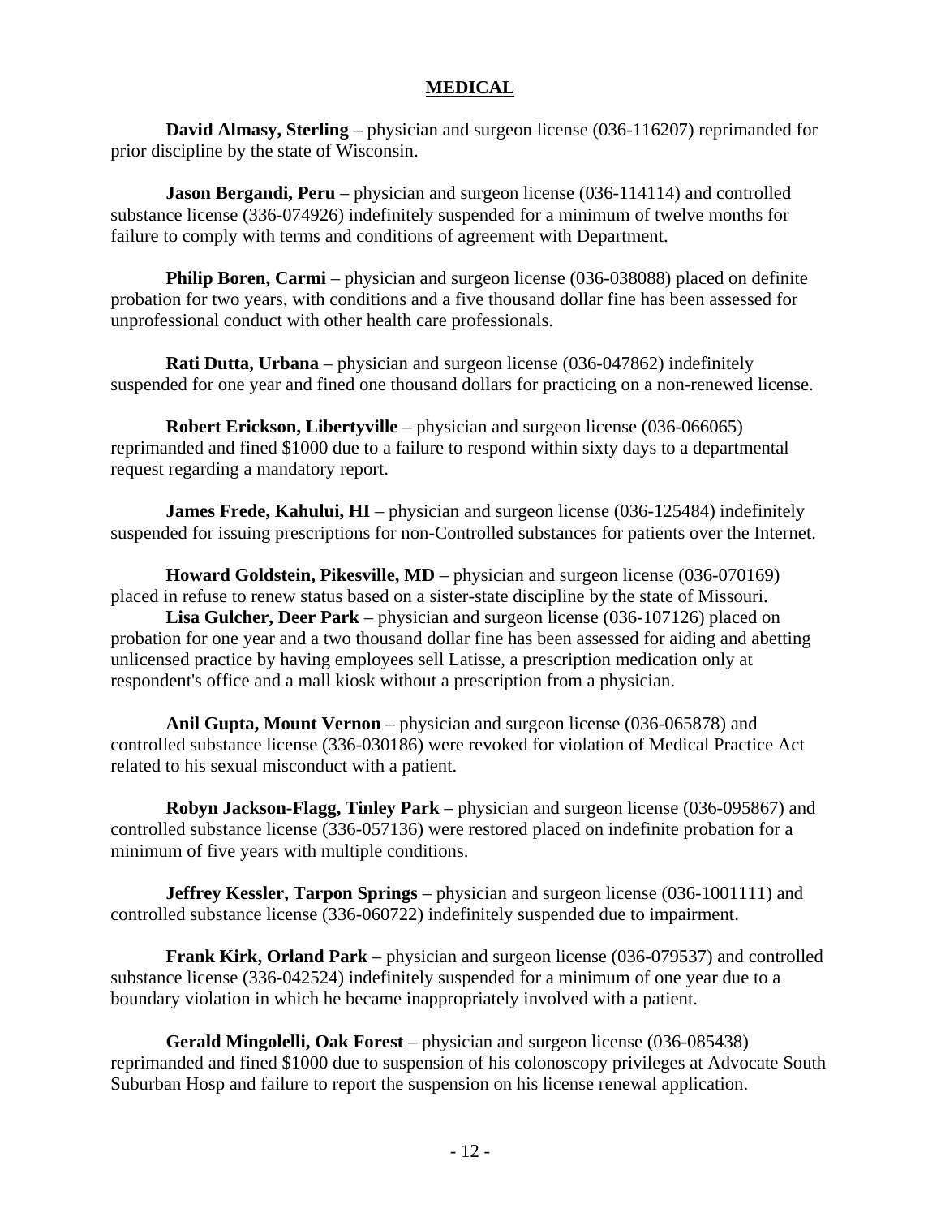## MEDICAL

**David Almasy, Sterling** – physician and surgeon license (036-116207) reprimanded for prior discipline by the state of Wisconsin.

**Jason Bergandi, Peru** – physician and surgeon license (036-114114) and controlled substance license (336-074926) indefinitely suspended for a minimum of twelve months for failure to comply with terms and conditions of agreement with Department.

**Philip Boren, Carmi** – physician and surgeon license (036-038088) placed on definite probation for two years, with conditions and a five thousand dollar fine has been assessed for unprofessional conduct with other health care professionals.

**Rati Dutta, Urbana** – physician and surgeon license (036-047862) indefinitely suspended for one year and fined one thousand dollars for practicing on a non-renewed license.

**Robert Erickson, Libertyville** – physician and surgeon license (036-066065) reprimanded and fined $1000 due to a failure to respond within sixty days to a departmental request regarding a mandatory report.

**James Frede, Kahului, HI** – physician and surgeon license (036-125484) indefinitely suspended for issuing prescriptions for non-Controlled substances for patients over the Internet.

**Howard Goldstein, Pikesville, MD** – physician and surgeon license (036-070169) placed in refuse to renew status based on a sister-state discipline by the state of Missouri.

**Lisa Gulcher, Deer Park** – physician and surgeon license (036-107126) placed on probation for one year and a two thousand dollar fine has been assessed for aiding and abetting unlicensed practice by having employees sell Latisse, a prescription medication only at respondent's office and a mall kiosk without a prescription from a physician.

**Anil Gupta, Mount Vernon** – physician and surgeon license (036-065878) and controlled substance license (336-030186) were revoked for violation of Medical Practice Act related to his sexual misconduct with a patient.

**Robyn Jackson-Flagg, Tinley Park** – physician and surgeon license (036-095867) and controlled substance license (336-057136) were restored placed on indefinite probation for a minimum of five years with multiple conditions.

**Jeffrey Kessler, Tarpon Springs** – physician and surgeon license (036-1001111) and controlled substance license (336-060722) indefinitely suspended due to impairment.

**Frank Kirk, Orland Park** – physician and surgeon license (036-079537) and controlled substance license (336-042524) indefinitely suspended for a minimum of one year due to a boundary violation in which he became inappropriately involved with a patient.

**Gerald Mingolelli, Oak Forest** – physician and surgeon license (036-085438) reprimanded and fined $1000 due to suspension of his colonoscopy privileges at Advocate South Suburban Hosp and failure to report the suspension on his license renewal application.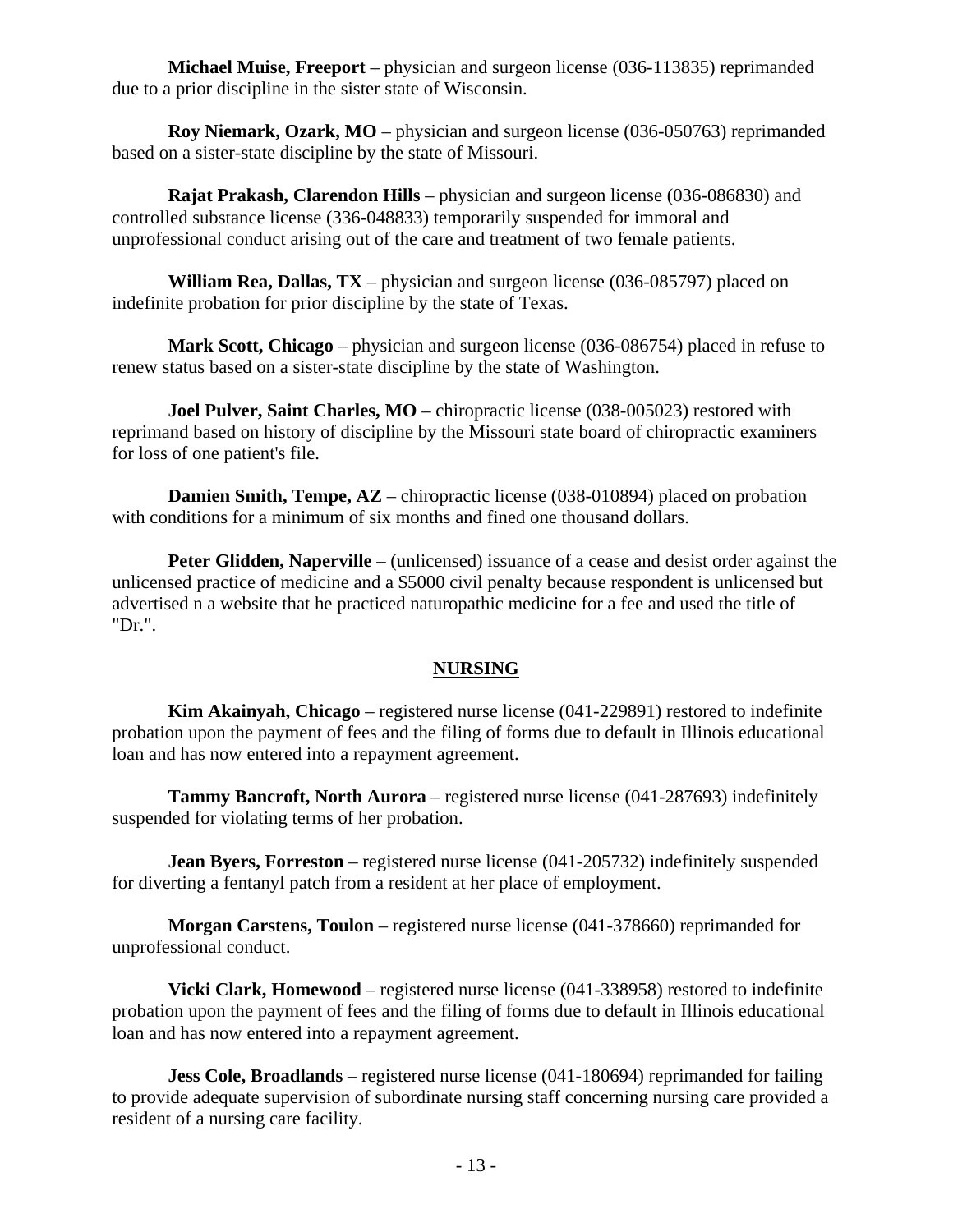**Michael Muise, Freeport** – physician and surgeon license (036-113835) reprimanded due to a prior discipline in the sister state of Wisconsin.

**Roy Niemark, Ozark, MO** – physician and surgeon license (036-050763) reprimanded based on a sister-state discipline by the state of Missouri.

**Rajat Prakash, Clarendon Hills** – physician and surgeon license (036-086830) and controlled substance license (336-048833) temporarily suspended for immoral and unprofessional conduct arising out of the care and treatment of two female patients.

**William Rea, Dallas, TX** – physician and surgeon license (036-085797) placed on indefinite probation for prior discipline by the state of Texas.

**Mark Scott, Chicago** – physician and surgeon license (036-086754) placed in refuse to renew status based on a sister-state discipline by the state of Washington.

**Joel Pulver, Saint Charles, MO** – chiropractic license (038-005023) restored with reprimand based on history of discipline by the Missouri state board of chiropractic examiners for loss of one patient's file.

**Damien Smith, Tempe, AZ** – chiropractic license (038-010894) placed on probation with conditions for a minimum of six months and fined one thousand dollars.

**Peter Glidden, Naperville** – (unlicensed) issuance of a cease and desist order against the unlicensed practice of medicine and a $5000 civil penalty because respondent is unlicensed but advertised n a website that he practiced naturopathic medicine for a fee and used the title of "Dr.".

## NURSING

**Kim Akainyah, Chicago** – registered nurse license (041-229891) restored to indefinite probation upon the payment of fees and the filing of forms due to default in Illinois educational loan and has now entered into a repayment agreement.

**Tammy Bancroft, North Aurora** – registered nurse license (041-287693) indefinitely suspended for violating terms of her probation.

**Jean Byers, Forreston** – registered nurse license (041-205732) indefinitely suspended for diverting a fentanyl patch from a resident at her place of employment.

**Morgan Carstens, Toulon** – registered nurse license (041-378660) reprimanded for unprofessional conduct.

**Vicki Clark, Homewood** – registered nurse license (041-338958) restored to indefinite probation upon the payment of fees and the filing of forms due to default in Illinois educational loan and has now entered into a repayment agreement.

**Jess Cole, Broadlands** – registered nurse license (041-180694) reprimanded for failing to provide adequate supervision of subordinate nursing staff concerning nursing care provided a resident of a nursing care facility.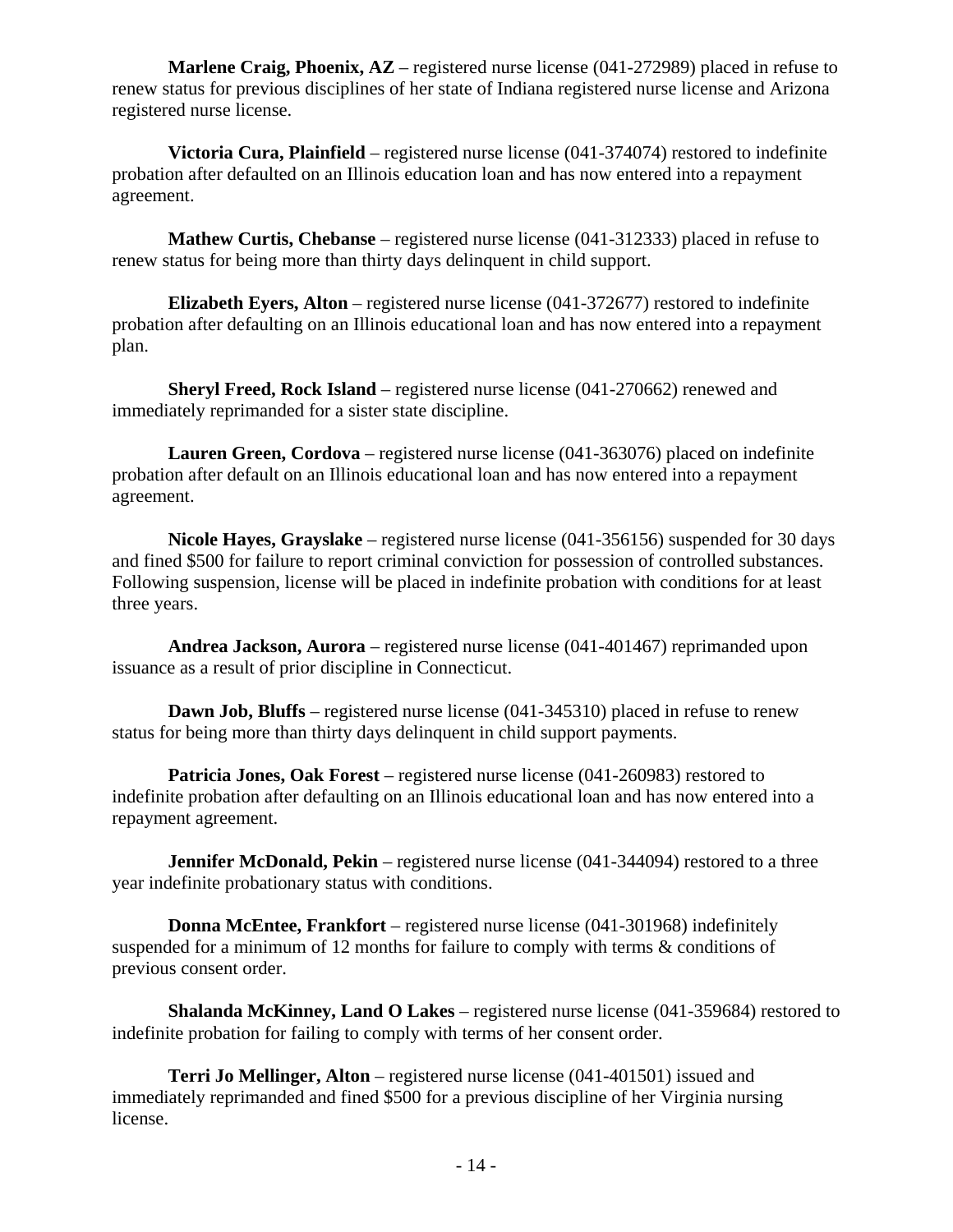**Marlene Craig, Phoenix, AZ** – registered nurse license (041-272989) placed in refuse to renew status for previous disciplines of her state of Indiana registered nurse license and Arizona registered nurse license.

**Victoria Cura, Plainfield** – registered nurse license (041-374074) restored to indefinite probation after defaulted on an Illinois education loan and has now entered into a repayment agreement.

**Mathew Curtis, Chebanse** – registered nurse license (041-312333) placed in refuse to renew status for being more than thirty days delinquent in child support.

**Elizabeth Eyers, Alton** – registered nurse license (041-372677) restored to indefinite probation after defaulting on an Illinois educational loan and has now entered into a repayment plan.

**Sheryl Freed, Rock Island** – registered nurse license (041-270662) renewed and immediately reprimanded for a sister state discipline.

**Lauren Green, Cordova** – registered nurse license (041-363076) placed on indefinite probation after default on an Illinois educational loan and has now entered into a repayment agreement.

**Nicole Hayes, Grayslake** – registered nurse license (041-356156) suspended for 30 days and fined $500 for failure to report criminal conviction for possession of controlled substances. Following suspension, license will be placed in indefinite probation with conditions for at least three years.

**Andrea Jackson, Aurora** – registered nurse license (041-401467) reprimanded upon issuance as a result of prior discipline in Connecticut.

**Dawn Job, Bluffs** – registered nurse license (041-345310) placed in refuse to renew status for being more than thirty days delinquent in child support payments.

**Patricia Jones, Oak Forest** – registered nurse license (041-260983) restored to indefinite probation after defaulting on an Illinois educational loan and has now entered into a repayment agreement.

**Jennifer McDonald, Pekin** – registered nurse license (041-344094) restored to a three year indefinite probationary status with conditions.

**Donna McEntee, Frankfort** – registered nurse license (041-301968) indefinitely suspended for a minimum of 12 months for failure to comply with terms & conditions of previous consent order.

**Shalanda McKinney, Land O Lakes** – registered nurse license (041-359684) restored to indefinite probation for failing to comply with terms of her consent order.

**Terri Jo Mellinger, Alton** – registered nurse license (041-401501) issued and immediately reprimanded and fined $500 for a previous discipline of her Virginia nursing license.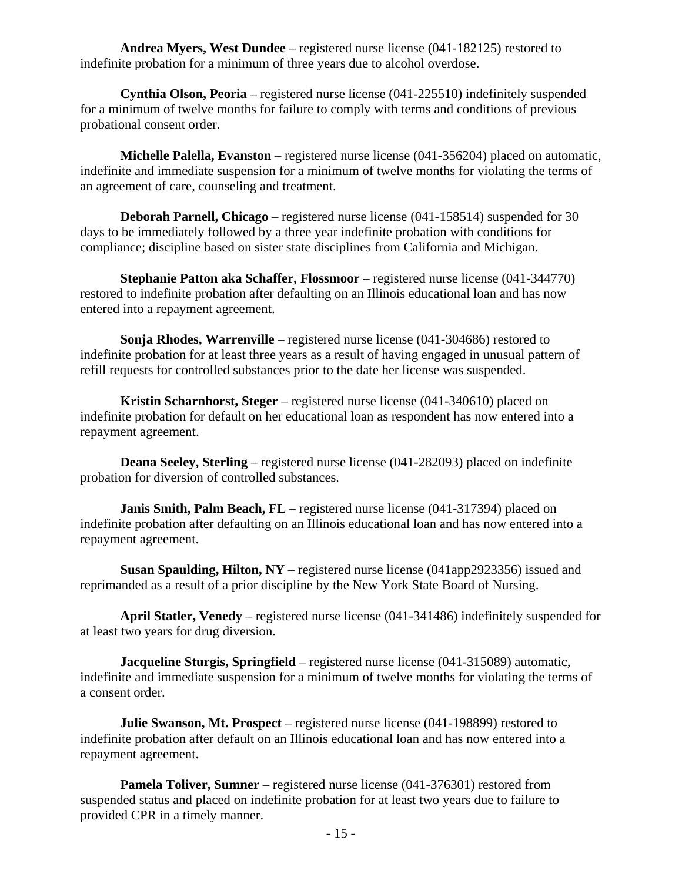**Andrea Myers, West Dundee** – registered nurse license (041-182125) restored to indefinite probation for a minimum of three years due to alcohol overdose.

**Cynthia Olson, Peoria** – registered nurse license (041-225510) indefinitely suspended for a minimum of twelve months for failure to comply with terms and conditions of previous probational consent order.

**Michelle Palella, Evanston** – registered nurse license (041-356204) placed on automatic, indefinite and immediate suspension for a minimum of twelve months for violating the terms of an agreement of care, counseling and treatment.

**Deborah Parnell, Chicago** – registered nurse license (041-158514) suspended for 30 days to be immediately followed by a three year indefinite probation with conditions for compliance; discipline based on sister state disciplines from California and Michigan.

**Stephanie Patton aka Schaffer, Flossmoor** – registered nurse license (041-344770) restored to indefinite probation after defaulting on an Illinois educational loan and has now entered into a repayment agreement.

**Sonja Rhodes, Warrenville** – registered nurse license (041-304686) restored to indefinite probation for at least three years as a result of having engaged in unusual pattern of refill requests for controlled substances prior to the date her license was suspended.

**Kristin Scharnhorst, Steger** – registered nurse license (041-340610) placed on indefinite probation for default on her educational loan as respondent has now entered into a repayment agreement.

**Deana Seeley, Sterling** – registered nurse license (041-282093) placed on indefinite probation for diversion of controlled substances.

**Janis Smith, Palm Beach, FL** – registered nurse license (041-317394) placed on indefinite probation after defaulting on an Illinois educational loan and has now entered into a repayment agreement.

**Susan Spaulding, Hilton, NY** – registered nurse license (041app2923356) issued and reprimanded as a result of a prior discipline by the New York State Board of Nursing.

**April Statler, Venedy** – registered nurse license (041-341486) indefinitely suspended for at least two years for drug diversion.

**Jacqueline Sturgis, Springfield** – registered nurse license (041-315089) automatic, indefinite and immediate suspension for a minimum of twelve months for violating the terms of a consent order.

**Julie Swanson, Mt. Prospect** – registered nurse license (041-198899) restored to indefinite probation after default on an Illinois educational loan and has now entered into a repayment agreement.

**Pamela Toliver, Sumner** – registered nurse license (041-376301) restored from suspended status and placed on indefinite probation for at least two years due to failure to provided CPR in a timely manner.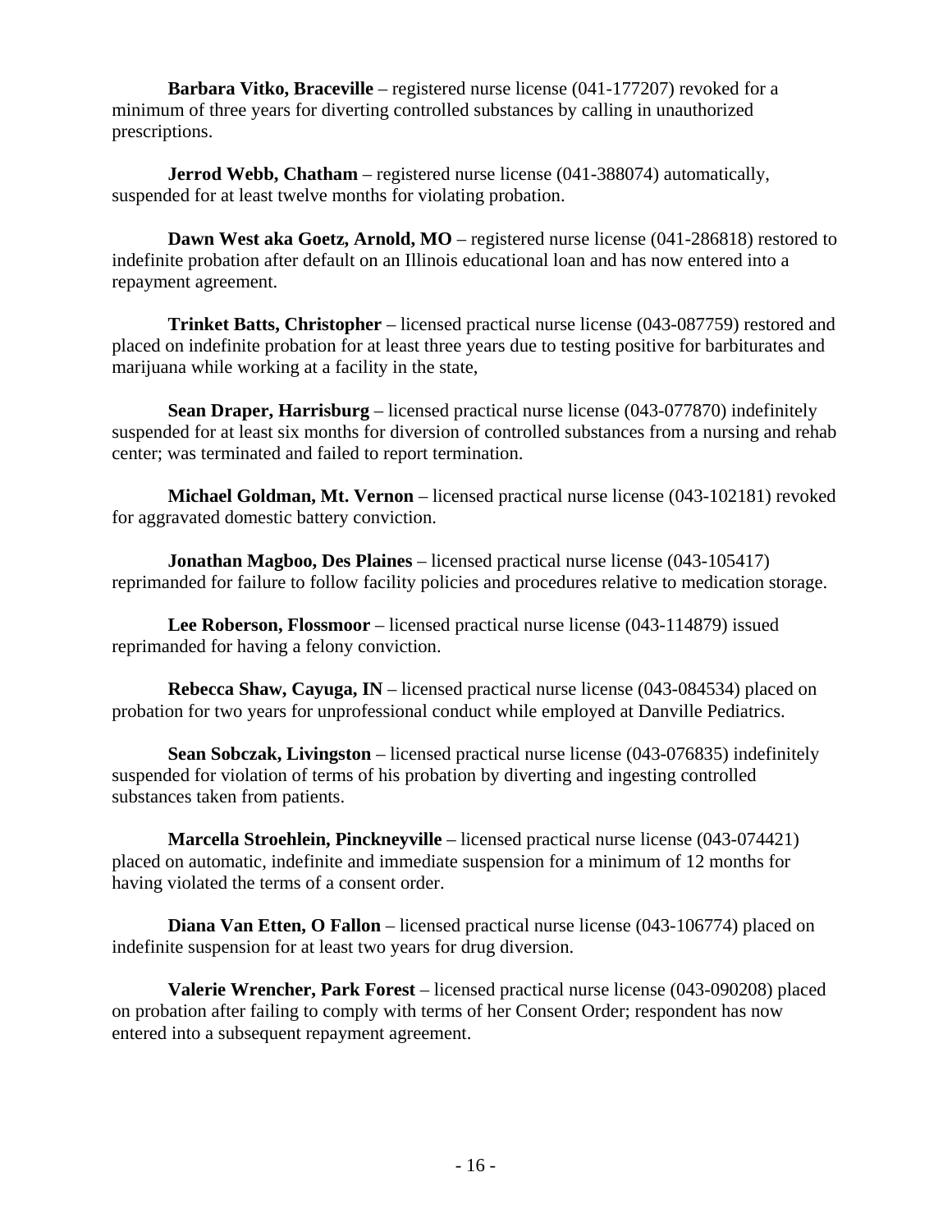**Barbara Vitko, Braceville** – registered nurse license (041-177207) revoked for a minimum of three years for diverting controlled substances by calling in unauthorized prescriptions.

**Jerrod Webb, Chatham** – registered nurse license (041-388074) automatically, suspended for at least twelve months for violating probation.

**Dawn West aka Goetz, Arnold, MO** – registered nurse license (041-286818) restored to indefinite probation after default on an Illinois educational loan and has now entered into a repayment agreement.

**Trinket Batts, Christopher** – licensed practical nurse license (043-087759) restored and placed on indefinite probation for at least three years due to testing positive for barbiturates and marijuana while working at a facility in the state,

**Sean Draper, Harrisburg** – licensed practical nurse license (043-077870) indefinitely suspended for at least six months for diversion of controlled substances from a nursing and rehab center; was terminated and failed to report termination.

**Michael Goldman, Mt. Vernon** – licensed practical nurse license (043-102181) revoked for aggravated domestic battery conviction.

**Jonathan Magboo, Des Plaines** – licensed practical nurse license (043-105417) reprimanded for failure to follow facility policies and procedures relative to medication storage.

**Lee Roberson, Flossmoor** – licensed practical nurse license (043-114879) issued reprimanded for having a felony conviction.

**Rebecca Shaw, Cayuga, IN** – licensed practical nurse license (043-084534) placed on probation for two years for unprofessional conduct while employed at Danville Pediatrics.

**Sean Sobczak, Livingston** – licensed practical nurse license (043-076835) indefinitely suspended for violation of terms of his probation by diverting and ingesting controlled substances taken from patients.

**Marcella Stroehlein, Pinckneyville** – licensed practical nurse license (043-074421) placed on automatic, indefinite and immediate suspension for a minimum of 12 months for having violated the terms of a consent order.

**Diana Van Etten, O Fallon** – licensed practical nurse license (043-106774) placed on indefinite suspension for at least two years for drug diversion.

**Valerie Wrencher, Park Forest** – licensed practical nurse license (043-090208) placed on probation after failing to comply with terms of her Consent Order; respondent has now entered into a subsequent repayment agreement.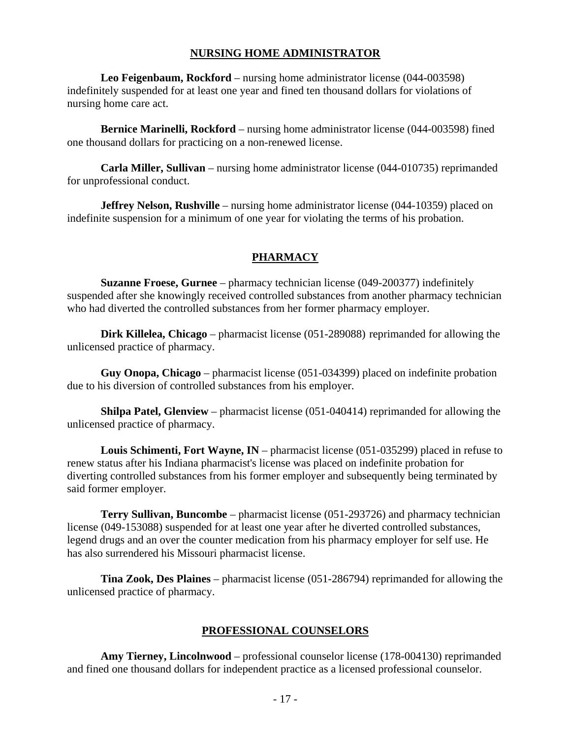## NURSING HOME ADMINISTRATOR

**Leo Feigenbaum, Rockford** – nursing home administrator license (044-003598) indefinitely suspended for at least one year and fined ten thousand dollars for violations of nursing home care act.

**Bernice Marinelli, Rockford** – nursing home administrator license (044-003598) fined one thousand dollars for practicing on a non-renewed license.

**Carla Miller, Sullivan** – nursing home administrator license (044-010735) reprimanded for unprofessional conduct.

**Jeffrey Nelson, Rushville** – nursing home administrator license (044-10359) placed on indefinite suspension for a minimum of one year for violating the terms of his probation.

## PHARMACY

**Suzanne Froese, Gurnee** – pharmacy technician license (049-200377) indefinitely suspended after she knowingly received controlled substances from another pharmacy technician who had diverted the controlled substances from her former pharmacy employer.

**Dirk Killelea, Chicago** – pharmacist license (051-289088) reprimanded for allowing the unlicensed practice of pharmacy.

**Guy Onopa, Chicago** – pharmacist license (051-034399) placed on indefinite probation due to his diversion of controlled substances from his employer.

**Shilpa Patel, Glenview** – pharmacist license (051-040414) reprimanded for allowing the unlicensed practice of pharmacy.

**Louis Schimenti, Fort Wayne, IN** – pharmacist license (051-035299) placed in refuse to renew status after his Indiana pharmacist's license was placed on indefinite probation for diverting controlled substances from his former employer and subsequently being terminated by said former employer.

**Terry Sullivan, Buncombe** – pharmacist license (051-293726) and pharmacy technician license (049-153088) suspended for at least one year after he diverted controlled substances, legend drugs and an over the counter medication from his pharmacy employer for self use. He has also surrendered his Missouri pharmacist license.

**Tina Zook, Des Plaines** – pharmacist license (051-286794) reprimanded for allowing the unlicensed practice of pharmacy.

## PROFESSIONAL COUNSELORS

**Amy Tierney, Lincolnwood** – professional counselor license (178-004130) reprimanded and fined one thousand dollars for independent practice as a licensed professional counselor.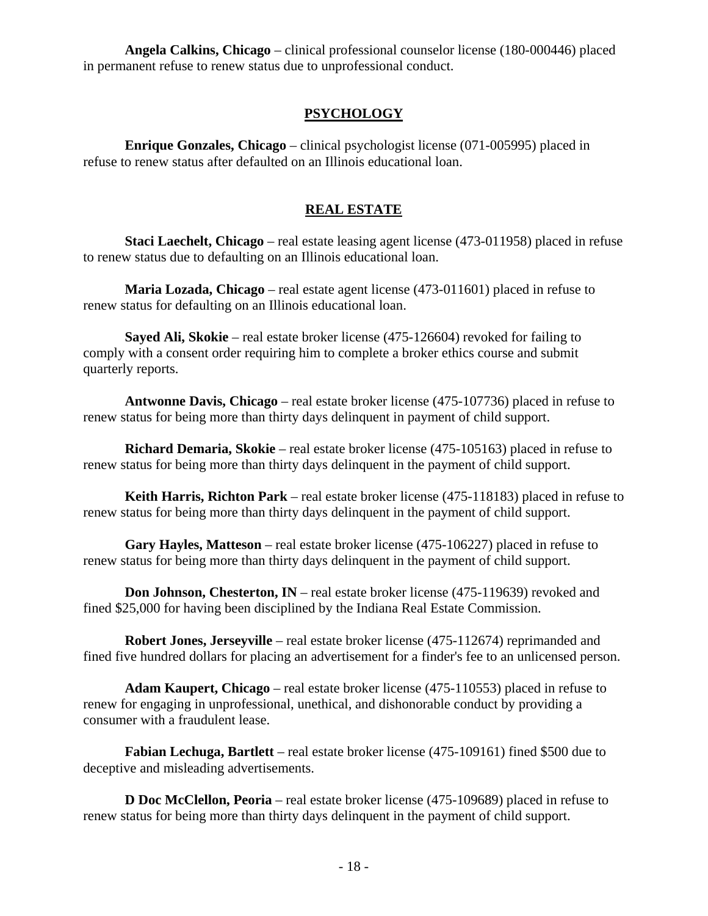**Angela Calkins, Chicago** – clinical professional counselor license (180-000446) placed in permanent refuse to renew status due to unprofessional conduct.

## PSYCHOLOGY

**Enrique Gonzales, Chicago** – clinical psychologist license (071-005995) placed in refuse to renew status after defaulted on an Illinois educational loan.

## REAL ESTATE

**Staci Laechelt, Chicago** – real estate leasing agent license (473-011958) placed in refuse to renew status due to defaulting on an Illinois educational loan.

**Maria Lozada, Chicago** – real estate agent license (473-011601) placed in refuse to renew status for defaulting on an Illinois educational loan.

**Sayed Ali, Skokie** – real estate broker license (475-126604) revoked for failing to comply with a consent order requiring him to complete a broker ethics course and submit quarterly reports.

**Antwonne Davis, Chicago** – real estate broker license (475-107736) placed in refuse to renew status for being more than thirty days delinquent in payment of child support.

**Richard Demaria, Skokie** – real estate broker license (475-105163) placed in refuse to renew status for being more than thirty days delinquent in the payment of child support.

**Keith Harris, Richton Park** – real estate broker license (475-118183) placed in refuse to renew status for being more than thirty days delinquent in the payment of child support.

**Gary Hayles, Matteson** – real estate broker license (475-106227) placed in refuse to renew status for being more than thirty days delinquent in the payment of child support.

**Don Johnson, Chesterton, IN** – real estate broker license (475-119639) revoked and fined $25,000 for having been disciplined by the Indiana Real Estate Commission.

**Robert Jones, Jerseyville** – real estate broker license (475-112674) reprimanded and fined five hundred dollars for placing an advertisement for a finder's fee to an unlicensed person.

**Adam Kaupert, Chicago** – real estate broker license (475-110553) placed in refuse to renew for engaging in unprofessional, unethical, and dishonorable conduct by providing a consumer with a fraudulent lease.

**Fabian Lechuga, Bartlett** – real estate broker license (475-109161) fined $500 due to deceptive and misleading advertisements.

**D Doc McClellon, Peoria** – real estate broker license (475-109689) placed in refuse to renew status for being more than thirty days delinquent in the payment of child support.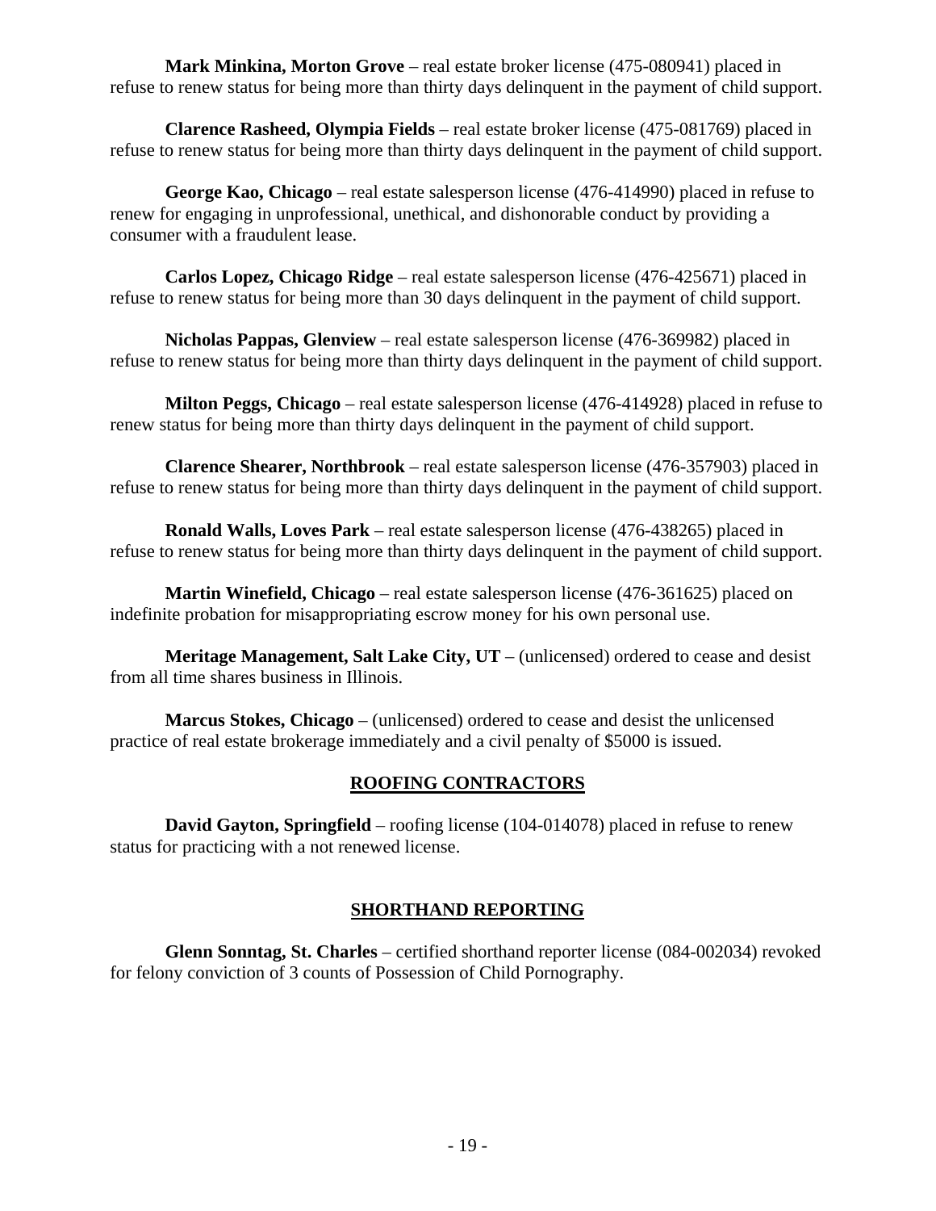**Mark Minkina, Morton Grove** – real estate broker license (475-080941) placed in refuse to renew status for being more than thirty days delinquent in the payment of child support.

**Clarence Rasheed, Olympia Fields** – real estate broker license (475-081769) placed in refuse to renew status for being more than thirty days delinquent in the payment of child support.

**George Kao, Chicago** – real estate salesperson license (476-414990) placed in refuse to renew for engaging in unprofessional, unethical, and dishonorable conduct by providing a consumer with a fraudulent lease.

**Carlos Lopez, Chicago Ridge** – real estate salesperson license (476-425671) placed in refuse to renew status for being more than 30 days delinquent in the payment of child support.

**Nicholas Pappas, Glenview** – real estate salesperson license (476-369982) placed in refuse to renew status for being more than thirty days delinquent in the payment of child support.

**Milton Peggs, Chicago** – real estate salesperson license (476-414928) placed in refuse to renew status for being more than thirty days delinquent in the payment of child support.

**Clarence Shearer, Northbrook** – real estate salesperson license (476-357903) placed in refuse to renew status for being more than thirty days delinquent in the payment of child support.

**Ronald Walls, Loves Park** – real estate salesperson license (476-438265) placed in refuse to renew status for being more than thirty days delinquent in the payment of child support.

**Martin Winefield, Chicago** – real estate salesperson license (476-361625) placed on indefinite probation for misappropriating escrow money for his own personal use.

**Meritage Management, Salt Lake City, UT** – (unlicensed) ordered to cease and desist from all time shares business in Illinois.

**Marcus Stokes, Chicago** – (unlicensed) ordered to cease and desist the unlicensed practice of real estate brokerage immediately and a civil penalty of $5000 is issued.

## ROOFING CONTRACTORS

**David Gayton, Springfield** – roofing license (104-014078) placed in refuse to renew status for practicing with a not renewed license.

## SHORTHAND REPORTING

**Glenn Sonntag, St. Charles** – certified shorthand reporter license (084-002034) revoked for felony conviction of 3 counts of Possession of Child Pornography.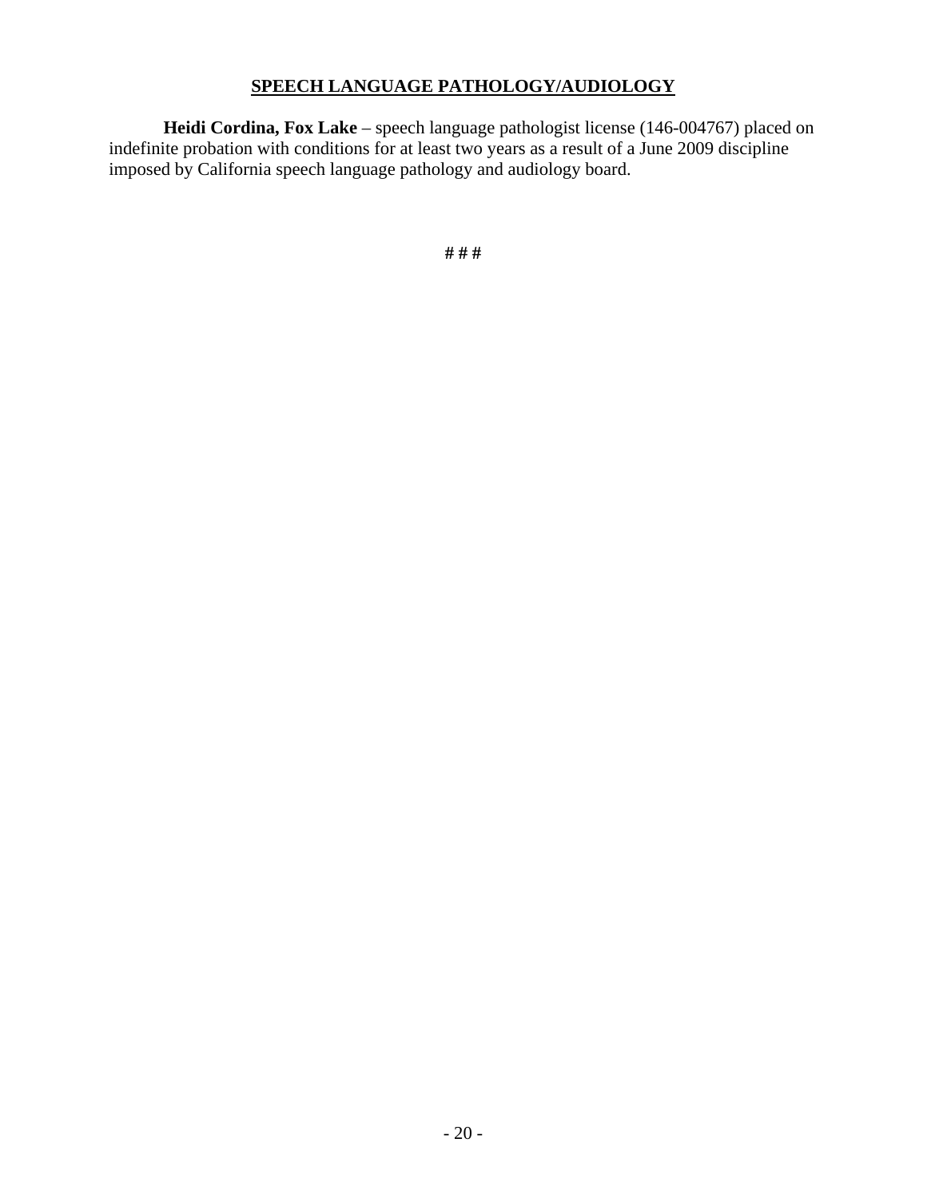## SPEECH LANGUAGE PATHOLOGY/AUDIOLOGY

**Heidi Cordina, Fox Lake** – speech language pathologist license (146-004767) placed on indefinite probation with conditions for at least two years as a result of a June 2009 discipline imposed by California speech language pathology and audiology board.

# # #